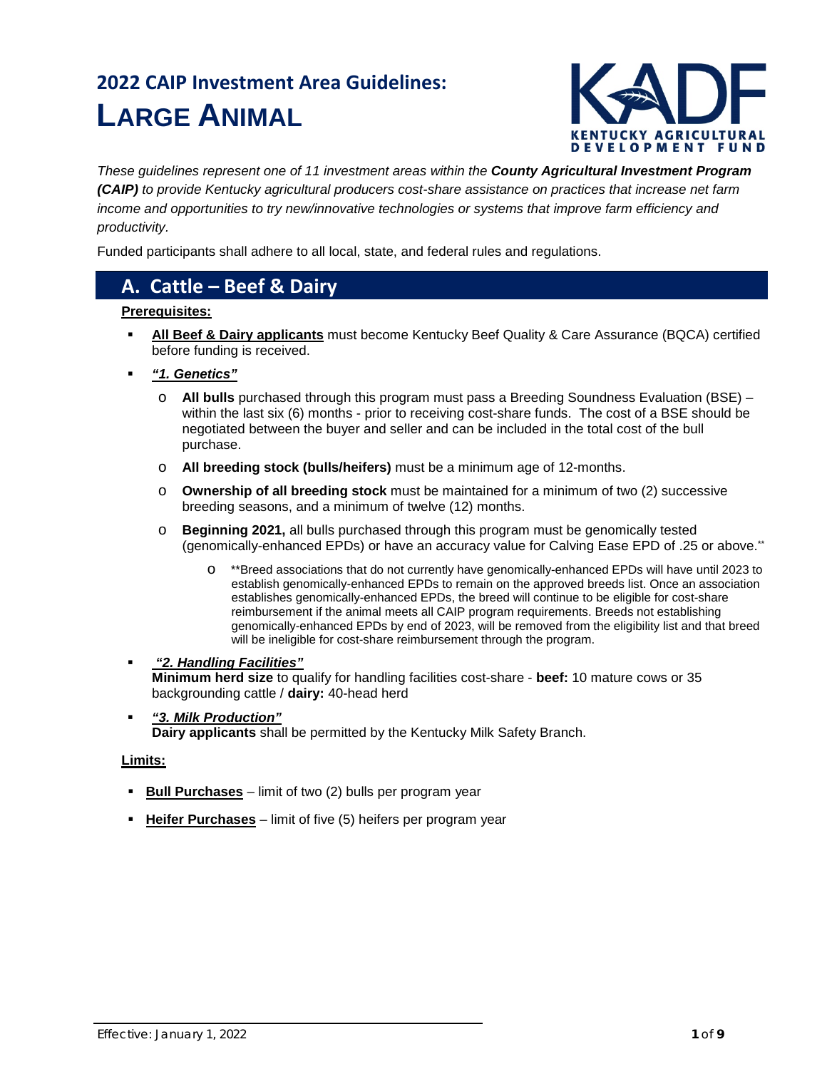# 2022 CAIP Investment Area Guidelines:

# LARGE ANIMAL

KADF KENTUCKY AGRICULTURAL DEVELOPMENT FUND

*These guidelines represent one of 11 investment areas within the **County Agricultural Investment Program (CAIP)** to provide Kentucky agricultural producers cost-share assistance on practices that increase net farm income and opportunities to try new/innovative technologies or systems that improve farm efficiency and productivity.*

Funded participants shall adhere to all local, state, and federal rules and regulations.

## A. Cattle – Beef & Dairy

**Prerequisites:**

- **All Beef & Dairy applicants** must become Kentucky Beef Quality & Care Assurance (BQCA) certified before funding is received.
- ***"1. Genetics"***
  - **All bulls** purchased through this program must pass a Breeding Soundness Evaluation (BSE) – within the last six (6) months - prior to receiving cost-share funds. The cost of a BSE should be negotiated between the buyer and seller and can be included in the total cost of the bull purchase.
  - **All breeding stock (bulls/heifers)** must be a minimum age of 12-months.
  - **Ownership of all breeding stock** must be maintained for a minimum of two (2) successive breeding seasons, and a minimum of twelve (12) months.
  - **Beginning 2021,** all bulls purchased through this program must be genomically tested (genomically-enhanced EPDs) or have an accuracy value for Calving Ease EPD of .25 or above.**
    - **Breed associations that do not currently have genomically-enhanced EPDs will have until 2023 to establish genomically-enhanced EPDs to remain on the approved breeds list. Once an association establishes genomically-enhanced EPDs, the breed will continue to be eligible for cost-share reimbursement if the animal meets all CAIP program requirements. Breeds not establishing genomically-enhanced EPDs by end of 2023, will be removed from the eligibility list and that breed will be ineligible for cost-share reimbursement through the program.
- ***"2. Handling Facilities"***
  **Minimum herd size** to qualify for handling facilities cost-share - **beef:** 10 mature cows or 35 backgrounding cattle / **dairy:** 40-head herd
- ***"3. Milk Production"***
  **Dairy applicants** shall be permitted by the Kentucky Milk Safety Branch.

**Limits:**

- **Bull Purchases** – limit of two (2) bulls per program year
- **Heifer Purchases** – limit of five (5) heifers per program year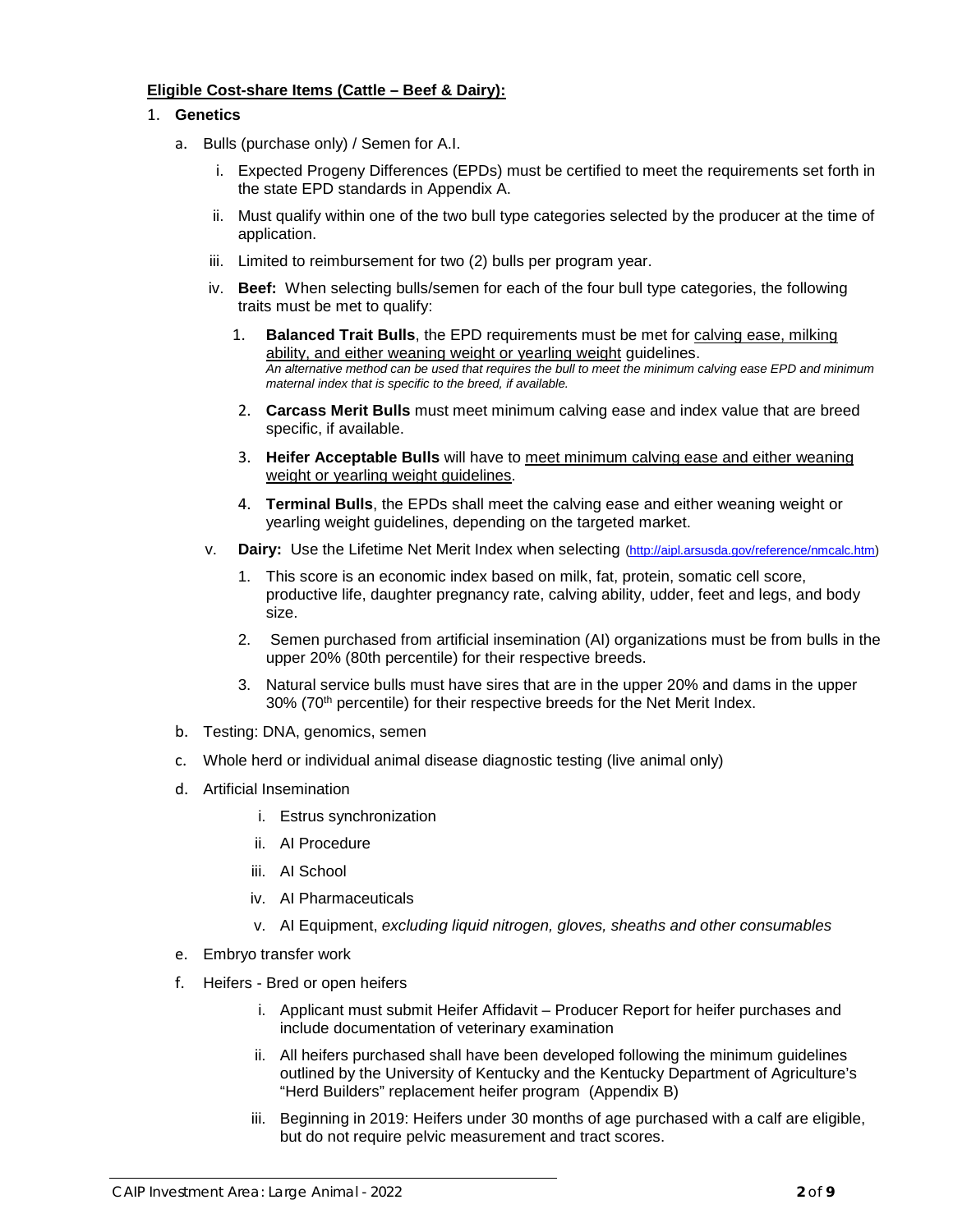**<u>Eligible Cost-share Items (Cattle – Beef & Dairy):</u>**

1. **Genetics**
   a. Bulls (purchase only) / Semen for A.I.
      i. Expected Progeny Differences (EPDs) must be certified to meet the requirements set forth in the state EPD standards in Appendix A.
      ii. Must qualify within one of the two bull type categories selected by the producer at the time of application.
      iii. Limited to reimbursement for two (2) bulls per program year.
      iv. **Beef:** When selecting bulls/semen for each of the four bull type categories, the following traits must be met to qualify:
         1. **Balanced Trait Bulls**, the EPD requirements must be met for <u>calving ease, milking ability, and either weaning weight or yearling weight</u> guidelines.
            *An alternative method can be used that requires the bull to meet the minimum calving ease EPD and minimum maternal index that is specific to the breed, if available.*
         2. **Carcass Merit Bulls** must meet minimum calving ease and index value that are breed specific, if available.
         3. **Heifer Acceptable Bulls** will have to <u>meet minimum calving ease and either weaning weight or yearling weight guidelines</u>.
         4. **Terminal Bulls**, the EPDs shall meet the calving ease and either weaning weight or yearling weight guidelines, depending on the targeted market.
      v. **Dairy:** Use the Lifetime Net Merit Index when selecting (http://aipl.arsusda.gov/reference/nmcalc.htm)
         1. This score is an economic index based on milk, fat, protein, somatic cell score, productive life, daughter pregnancy rate, calving ability, udder, feet and legs, and body size.
         2. Semen purchased from artificial insemination (AI) organizations must be from bulls in the upper 20% (80th percentile) for their respective breeds.
         3. Natural service bulls must have sires that are in the upper 20% and dams in the upper 30% (70th percentile) for their respective breeds for the Net Merit Index.
   b. Testing: DNA, genomics, semen
   c. Whole herd or individual animal disease diagnostic testing (live animal only)
   d. Artificial Insemination
      i. Estrus synchronization
      ii. AI Procedure
      iii. AI School
      iv. AI Pharmaceuticals
      v. AI Equipment, *excluding liquid nitrogen, gloves, sheaths and other consumables*
   e. Embryo transfer work
   f. Heifers - Bred or open heifers
      i. Applicant must submit Heifer Affidavit – Producer Report for heifer purchases and include documentation of veterinary examination
      ii. All heifers purchased shall have been developed following the minimum guidelines outlined by the University of Kentucky and the Kentucky Department of Agriculture's "Herd Builders" replacement heifer program (Appendix B)
      iii. Beginning in 2019: Heifers under 30 months of age purchased with a calf are eligible, but do not require pelvic measurement and tract scores.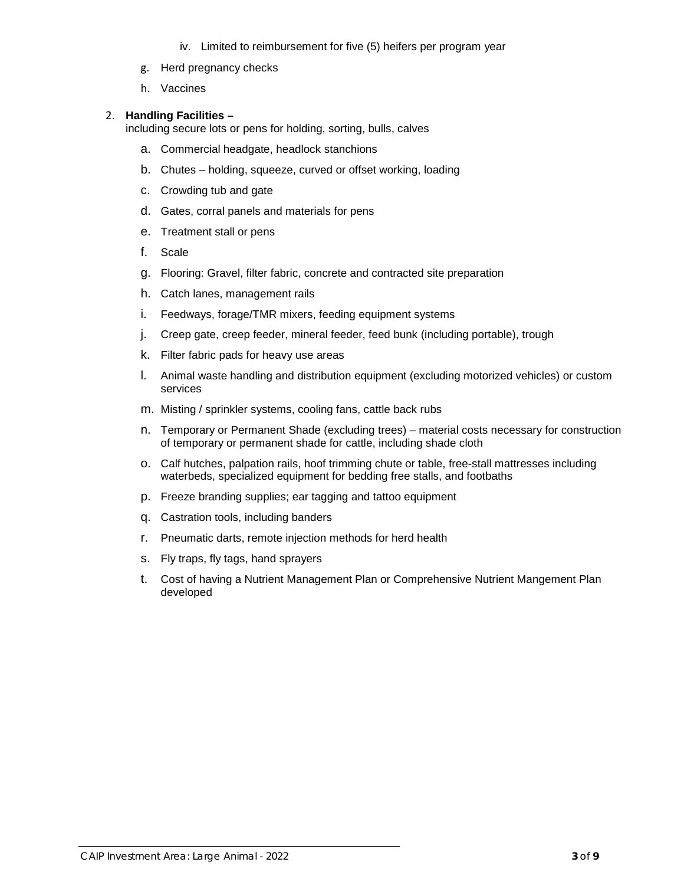iv. Limited to reimbursement for five (5) heifers per program year

g. Herd pregnancy checks

h. Vaccines

2. **Handling Facilities –**
   including secure lots or pens for holding, sorting, bulls, calves

   a. Commercial headgate, headlock stanchions

   b. Chutes – holding, squeeze, curved or offset working, loading

   c. Crowding tub and gate

   d. Gates, corral panels and materials for pens

   e. Treatment stall or pens

   f. Scale

   g. Flooring: Gravel, filter fabric, concrete and contracted site preparation

   h. Catch lanes, management rails

   i. Feedways, forage/TMR mixers, feeding equipment systems

   j. Creep gate, creep feeder, mineral feeder, feed bunk (including portable), trough

   k. Filter fabric pads for heavy use areas

   l. Animal waste handling and distribution equipment (excluding motorized vehicles) or custom services

   m. Misting / sprinkler systems, cooling fans, cattle back rubs

   n. Temporary or Permanent Shade (excluding trees) – material costs necessary for construction of temporary or permanent shade for cattle, including shade cloth

   o. Calf hutches, palpation rails, hoof trimming chute or table, free-stall mattresses including waterbeds, specialized equipment for bedding free stalls, and footbaths

   p. Freeze branding supplies; ear tagging and tattoo equipment

   q. Castration tools, including banders

   r. Pneumatic darts, remote injection methods for herd health

   s. Fly traps, fly tags, hand sprayers

   t. Cost of having a Nutrient Management Plan or Comprehensive Nutrient Mangement Plan developed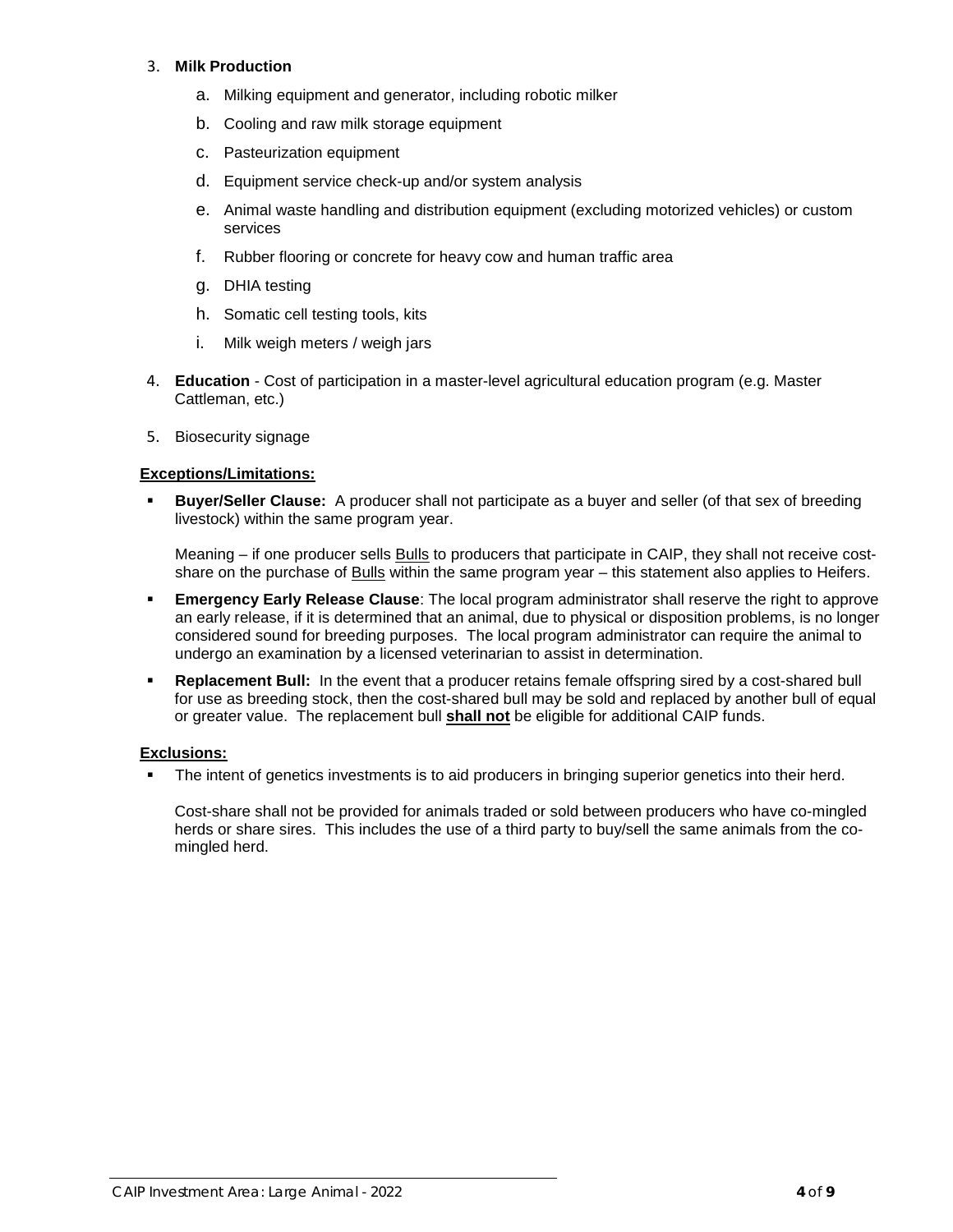3. **Milk Production**
    a. Milking equipment and generator, including robotic milker
    b. Cooling and raw milk storage equipment
    c. Pasteurization equipment
    d. Equipment service check-up and/or system analysis
    e. Animal waste handling and distribution equipment (excluding motorized vehicles) or custom services
    f. Rubber flooring or concrete for heavy cow and human traffic area
    g. DHIA testing
    h. Somatic cell testing tools, kits
    i. Milk weigh meters / weigh jars
4. **Education** - Cost of participation in a master-level agricultural education program (e.g. Master Cattleman, etc.)
5. Biosecurity signage

**Exceptions/Limitations:**

- **Buyer/Seller Clause:** A producer shall not participate as a buyer and seller (of that sex of breeding livestock) within the same program year.

  Meaning – if one producer sells Bulls to producers that participate in CAIP, they shall not receive cost-share on the purchase of Bulls within the same program year – this statement also applies to Heifers.

- **Emergency Early Release Clause**: The local program administrator shall reserve the right to approve an early release, if it is determined that an animal, due to physical or disposition problems, is no longer considered sound for breeding purposes. The local program administrator can require the animal to undergo an examination by a licensed veterinarian to assist in determination.
- **Replacement Bull:** In the event that a producer retains female offspring sired by a cost-shared bull for use as breeding stock, then the cost-shared bull may be sold and replaced by another bull of equal or greater value. The replacement bull **shall not** be eligible for additional CAIP funds.

**Exclusions:**

- The intent of genetics investments is to aid producers in bringing superior genetics into their herd.

  Cost-share shall not be provided for animals traded or sold between producers who have co-mingled herds or share sires. This includes the use of a third party to buy/sell the same animals from the co-mingled herd.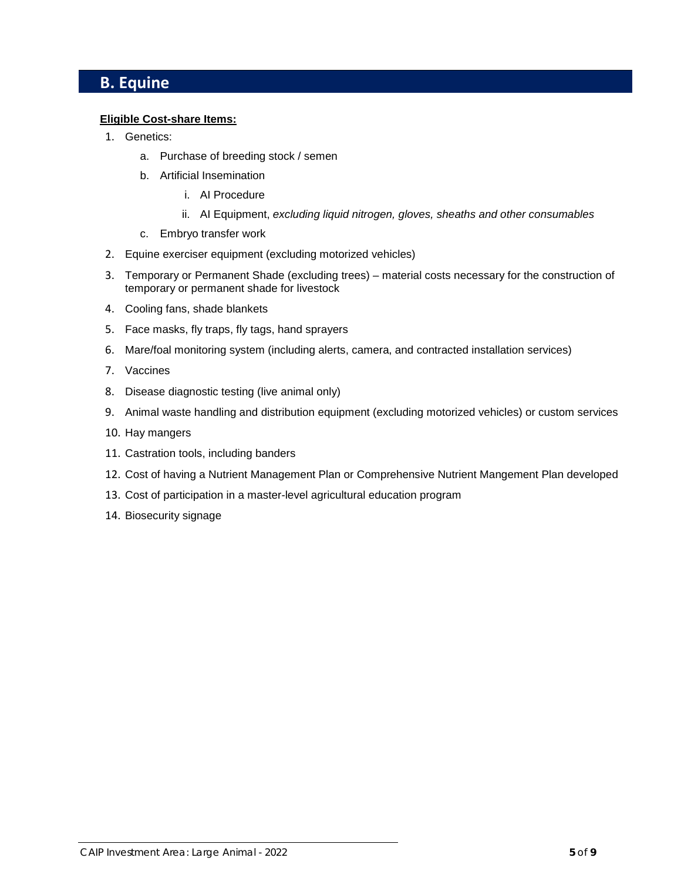## B. Equine

**Eligible Cost-share Items:**

1. Genetics:
    a. Purchase of breeding stock / semen
    b. Artificial Insemination
        i. AI Procedure
        ii. AI Equipment, *excluding liquid nitrogen, gloves, sheaths and other consumables*
    c. Embryo transfer work
2. Equine exerciser equipment (excluding motorized vehicles)
3. Temporary or Permanent Shade (excluding trees) – material costs necessary for the construction of temporary or permanent shade for livestock
4. Cooling fans, shade blankets
5. Face masks, fly traps, fly tags, hand sprayers
6. Mare/foal monitoring system (including alerts, camera, and contracted installation services)
7. Vaccines
8. Disease diagnostic testing (live animal only)
9. Animal waste handling and distribution equipment (excluding motorized vehicles) or custom services
10. Hay mangers
11. Castration tools, including banders
12. Cost of having a Nutrient Management Plan or Comprehensive Nutrient Mangement Plan developed
13. Cost of participation in a master-level agricultural education program
14. Biosecurity signage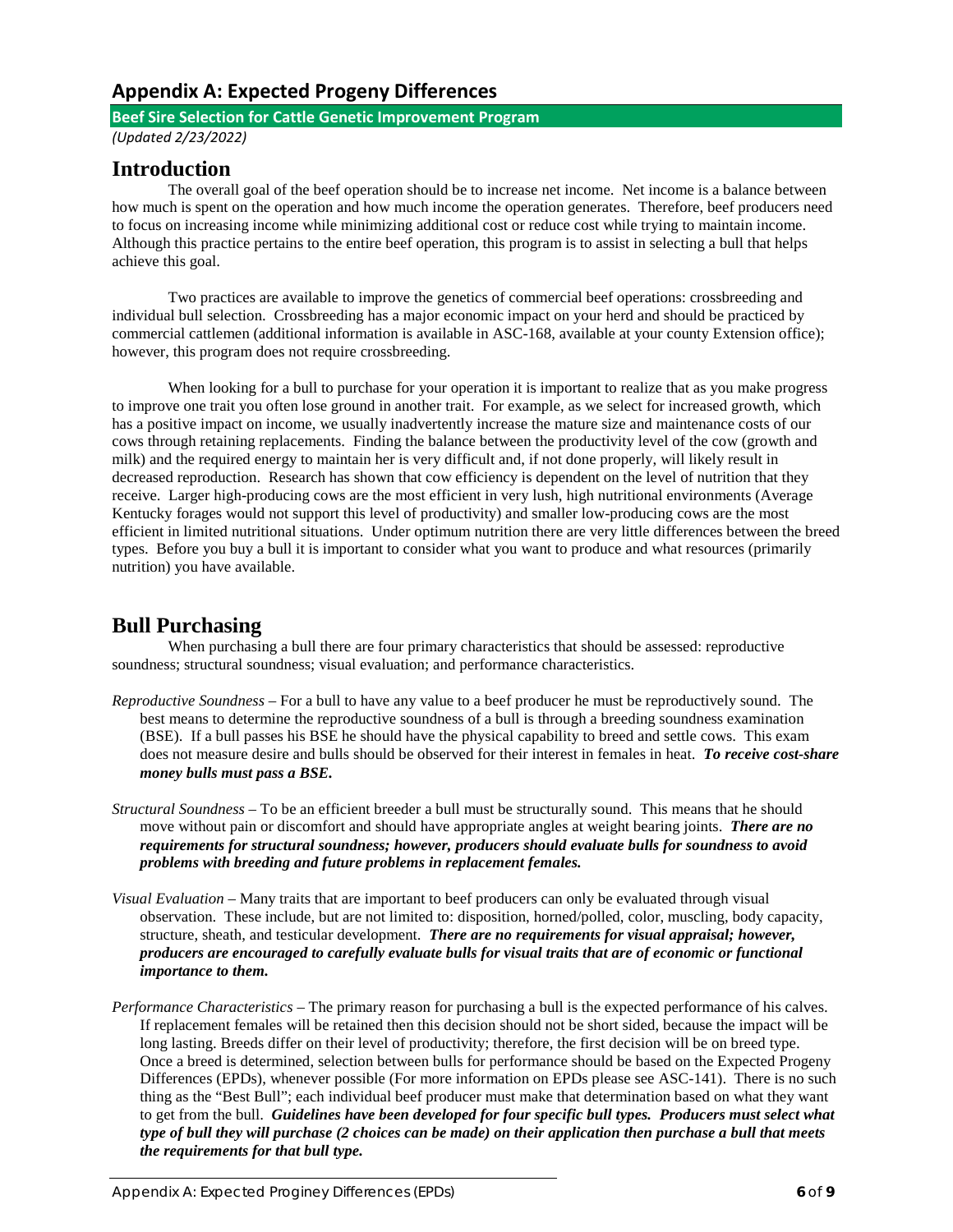## Appendix A: Expected Progeny Differences

**Beef Sire Selection for Cattle Genetic Improvement Program**

*(Updated 2/23/2022)*

# Introduction

The overall goal of the beef operation should be to increase net income. Net income is a balance between how much is spent on the operation and how much income the operation generates. Therefore, beef producers need to focus on increasing income while minimizing additional cost or reduce cost while trying to maintain income. Although this practice pertains to the entire beef operation, this program is to assist in selecting a bull that helps achieve this goal.

Two practices are available to improve the genetics of commercial beef operations: crossbreeding and individual bull selection. Crossbreeding has a major economic impact on your herd and should be practiced by commercial cattlemen (additional information is available in ASC-168, available at your county Extension office); however, this program does not require crossbreeding.

When looking for a bull to purchase for your operation it is important to realize that as you make progress to improve one trait you often lose ground in another trait. For example, as we select for increased growth, which has a positive impact on income, we usually inadvertently increase the mature size and maintenance costs of our cows through retaining replacements. Finding the balance between the productivity level of the cow (growth and milk) and the required energy to maintain her is very difficult and, if not done properly, will likely result in decreased reproduction. Research has shown that cow efficiency is dependent on the level of nutrition that they receive. Larger high-producing cows are the most efficient in very lush, high nutritional environments (Average Kentucky forages would not support this level of productivity) and smaller low-producing cows are the most efficient in limited nutritional situations. Under optimum nutrition there are very little differences between the breed types. Before you buy a bull it is important to consider what you want to produce and what resources (primarily nutrition) you have available.

# Bull Purchasing

When purchasing a bull there are four primary characteristics that should be assessed: reproductive soundness; structural soundness; visual evaluation; and performance characteristics.

*Reproductive Soundness* – For a bull to have any value to a beef producer he must be reproductively sound. The best means to determine the reproductive soundness of a bull is through a breeding soundness examination (BSE). If a bull passes his BSE he should have the physical capability to breed and settle cows. This exam does not measure desire and bulls should be observed for their interest in females in heat. ***To receive cost-share money bulls must pass a BSE.***

*Structural Soundness* – To be an efficient breeder a bull must be structurally sound. This means that he should move without pain or discomfort and should have appropriate angles at weight bearing joints. ***There are no requirements for structural soundness; however, producers should evaluate bulls for soundness to avoid problems with breeding and future problems in replacement females.***

*Visual Evaluation* – Many traits that are important to beef producers can only be evaluated through visual observation. These include, but are not limited to: disposition, horned/polled, color, muscling, body capacity, structure, sheath, and testicular development. ***There are no requirements for visual appraisal; however, producers are encouraged to carefully evaluate bulls for visual traits that are of economic or functional importance to them.***

*Performance Characteristics* – The primary reason for purchasing a bull is the expected performance of his calves. If replacement females will be retained then this decision should not be short sided, because the impact will be long lasting. Breeds differ on their level of productivity; therefore, the first decision will be on breed type. Once a breed is determined, selection between bulls for performance should be based on the Expected Progeny Differences (EPDs), whenever possible (For more information on EPDs please see ASC-141). There is no such thing as the "Best Bull"; each individual beef producer must make that determination based on what they want to get from the bull. ***Guidelines have been developed for four specific bull types. Producers must select what type of bull they will purchase (2 choices can be made) on their application then purchase a bull that meets the requirements for that bull type.***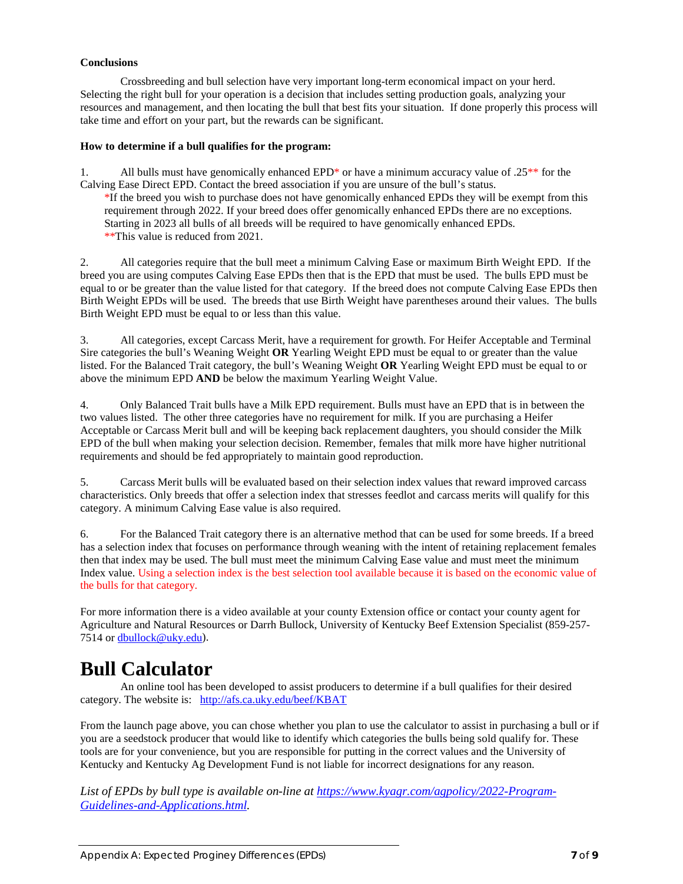**Conclusions**

Crossbreeding and bull selection have very important long-term economical impact on your herd. Selecting the right bull for your operation is a decision that includes setting production goals, analyzing your resources and management, and then locating the bull that best fits your situation. If done properly this process will take time and effort on your part, but the rewards can be significant.

**How to determine if a bull qualifies for the program:**

1. All bulls must have genomically enhanced EPD* or have a minimum accuracy value of .25** for the Calving Ease Direct EPD. Contact the breed association if you are unsure of the bull's status.
   *If the breed you wish to purchase does not have genomically enhanced EPDs they will be exempt from this requirement through 2022. If your breed does offer genomically enhanced EPDs there are no exceptions. Starting in 2023 all bulls of all breeds will be required to have genomically enhanced EPDs.
   **This value is reduced from 2021.

2. All categories require that the bull meet a minimum Calving Ease or maximum Birth Weight EPD. If the breed you are using computes Calving Ease EPDs then that is the EPD that must be used. The bulls EPD must be equal to or be greater than the value listed for that category. If the breed does not compute Calving Ease EPDs then Birth Weight EPDs will be used. The breeds that use Birth Weight have parentheses around their values. The bulls Birth Weight EPD must be equal to or less than this value.

3. All categories, except Carcass Merit, have a requirement for growth. For Heifer Acceptable and Terminal Sire categories the bull's Weaning Weight **OR** Yearling Weight EPD must be equal to or greater than the value listed. For the Balanced Trait category, the bull's Weaning Weight **OR** Yearling Weight EPD must be equal to or above the minimum EPD **AND** be below the maximum Yearling Weight Value.

4. Only Balanced Trait bulls have a Milk EPD requirement. Bulls must have an EPD that is in between the two values listed. The other three categories have no requirement for milk. If you are purchasing a Heifer Acceptable or Carcass Merit bull and will be keeping back replacement daughters, you should consider the Milk EPD of the bull when making your selection decision. Remember, females that milk more have higher nutritional requirements and should be fed appropriately to maintain good reproduction.

5. Carcass Merit bulls will be evaluated based on their selection index values that reward improved carcass characteristics. Only breeds that offer a selection index that stresses feedlot and carcass merits will qualify for this category. A minimum Calving Ease value is also required.

6. For the Balanced Trait category there is an alternative method that can be used for some breeds. If a breed has a selection index that focuses on performance through weaning with the intent of retaining replacement females then that index may be used. The bull must meet the minimum Calving Ease value and must meet the minimum Index value. Using a selection index is the best selection tool available because it is based on the economic value of the bulls for that category.

For more information there is a video available at your county Extension office or contact your county agent for Agriculture and Natural Resources or Darrh Bullock, University of Kentucky Beef Extension Specialist (859-257-7514 or [dbullock@uky.edu](mailto:dbullock@uky.edu)).

# Bull Calculator

An online tool has been developed to assist producers to determine if a bull qualifies for their desired category. The website is: [http://afs.ca.uky.edu/beef/KBAT](http://afs.ca.uky.edu/beef/KBAT)

From the launch page above, you can chose whether you plan to use the calculator to assist in purchasing a bull or if you are a seedstock producer that would like to identify which categories the bulls being sold qualify for. These tools are for your convenience, but you are responsible for putting in the correct values and the University of Kentucky and Kentucky Ag Development Fund is not liable for incorrect designations for any reason.

*List of EPDs by bull type is available on-line at [https://www.kyagr.com/agpolicy/2022-Program-Guidelines-and-Applications.html](https://www.kyagr.com/agpolicy/2022-Program-Guidelines-and-Applications.html).*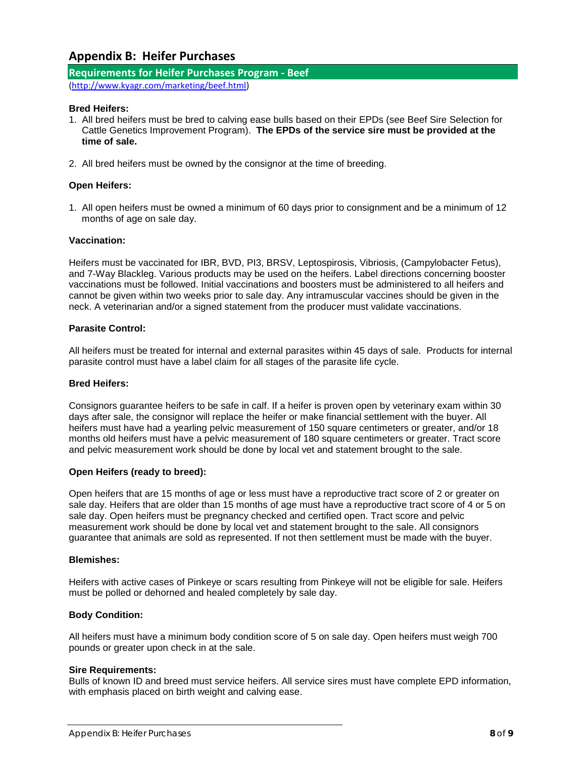## Appendix B: Heifer Purchases

### Requirements for Heifer Purchases Program - Beef

(http://www.kyagr.com/marketing/beef.html)

**Bred Heifers:**

1. All bred heifers must be bred to calving ease bulls based on their EPDs (see Beef Sire Selection for Cattle Genetics Improvement Program). **The EPDs of the service sire must be provided at the time of sale.**

2. All bred heifers must be owned by the consignor at the time of breeding.

**Open Heifers:**

1. All open heifers must be owned a minimum of 60 days prior to consignment and be a minimum of 12 months of age on sale day.

**Vaccination:**

Heifers must be vaccinated for IBR, BVD, PI3, BRSV, Leptospirosis, Vibriosis, (Campylobacter Fetus), and 7-Way Blackleg. Various products may be used on the heifers. Label directions concerning booster vaccinations must be followed. Initial vaccinations and boosters must be administered to all heifers and cannot be given within two weeks prior to sale day. Any intramuscular vaccines should be given in the neck. A veterinarian and/or a signed statement from the producer must validate vaccinations.

**Parasite Control:**

All heifers must be treated for internal and external parasites within 45 days of sale. Products for internal parasite control must have a label claim for all stages of the parasite life cycle.

**Bred Heifers:**

Consignors guarantee heifers to be safe in calf. If a heifer is proven open by veterinary exam within 30 days after sale, the consignor will replace the heifer or make financial settlement with the buyer. All heifers must have had a yearling pelvic measurement of 150 square centimeters or greater, and/or 18 months old heifers must have a pelvic measurement of 180 square centimeters or greater. Tract score and pelvic measurement work should be done by local vet and statement brought to the sale.

**Open Heifers (ready to breed):**

Open heifers that are 15 months of age or less must have a reproductive tract score of 2 or greater on sale day. Heifers that are older than 15 months of age must have a reproductive tract score of 4 or 5 on sale day. Open heifers must be pregnancy checked and certified open. Tract score and pelvic measurement work should be done by local vet and statement brought to the sale. All consignors guarantee that animals are sold as represented. If not then settlement must be made with the buyer.

**Blemishes:**

Heifers with active cases of Pinkeye or scars resulting from Pinkeye will not be eligible for sale. Heifers must be polled or dehorned and healed completely by sale day.

**Body Condition:**

All heifers must have a minimum body condition score of 5 on sale day. Open heifers must weigh 700 pounds or greater upon check in at the sale.

**Sire Requirements:**

Bulls of known ID and breed must service heifers. All service sires must have complete EPD information, with emphasis placed on birth weight and calving ease.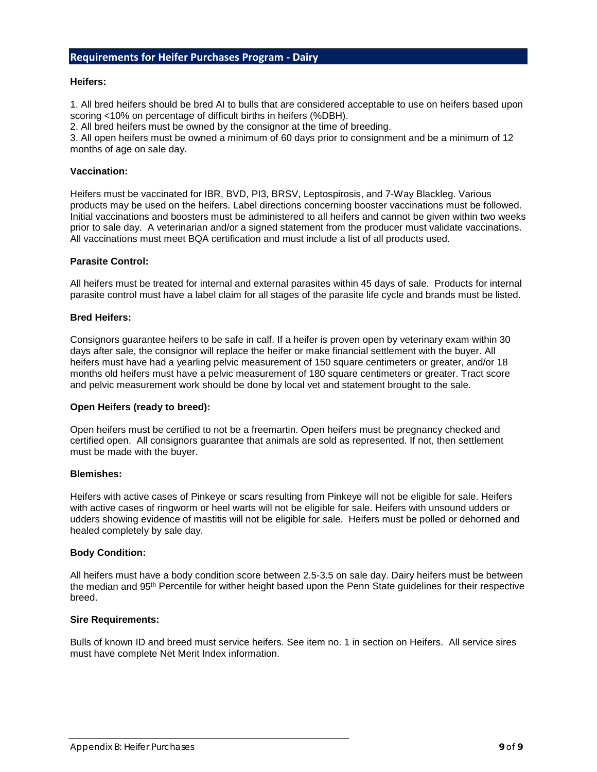## Requirements for Heifer Purchases Program - Dairy

**Heifers:**

1. All bred heifers should be bred AI to bulls that are considered acceptable to use on heifers based upon scoring <10% on percentage of difficult births in heifers (%DBH).
2. All bred heifers must be owned by the consignor at the time of breeding.
3. All open heifers must be owned a minimum of 60 days prior to consignment and be a minimum of 12 months of age on sale day.

**Vaccination:**

Heifers must be vaccinated for IBR, BVD, PI3, BRSV, Leptospirosis, and 7-Way Blackleg. Various products may be used on the heifers. Label directions concerning booster vaccinations must be followed. Initial vaccinations and boosters must be administered to all heifers and cannot be given within two weeks prior to sale day. A veterinarian and/or a signed statement from the producer must validate vaccinations. All vaccinations must meet BQA certification and must include a list of all products used.

**Parasite Control:**

All heifers must be treated for internal and external parasites within 45 days of sale. Products for internal parasite control must have a label claim for all stages of the parasite life cycle and brands must be listed.

**Bred Heifers:**

Consignors guarantee heifers to be safe in calf. If a heifer is proven open by veterinary exam within 30 days after sale, the consignor will replace the heifer or make financial settlement with the buyer. All heifers must have had a yearling pelvic measurement of 150 square centimeters or greater, and/or 18 months old heifers must have a pelvic measurement of 180 square centimeters or greater. Tract score and pelvic measurement work should be done by local vet and statement brought to the sale.

**Open Heifers (ready to breed):**

Open heifers must be certified to not be a freemartin. Open heifers must be pregnancy checked and certified open. All consignors guarantee that animals are sold as represented. If not, then settlement must be made with the buyer.

**Blemishes:**

Heifers with active cases of Pinkeye or scars resulting from Pinkeye will not be eligible for sale. Heifers with active cases of ringworm or heel warts will not be eligible for sale. Heifers with unsound udders or udders showing evidence of mastitis will not be eligible for sale. Heifers must be polled or dehorned and healed completely by sale day.

**Body Condition:**

All heifers must have a body condition score between 2.5-3.5 on sale day. Dairy heifers must be between the median and 95th Percentile for wither height based upon the Penn State guidelines for their respective breed.

**Sire Requirements:**

Bulls of known ID and breed must service heifers. See item no. 1 in section on Heifers. All service sires must have complete Net Merit Index information.